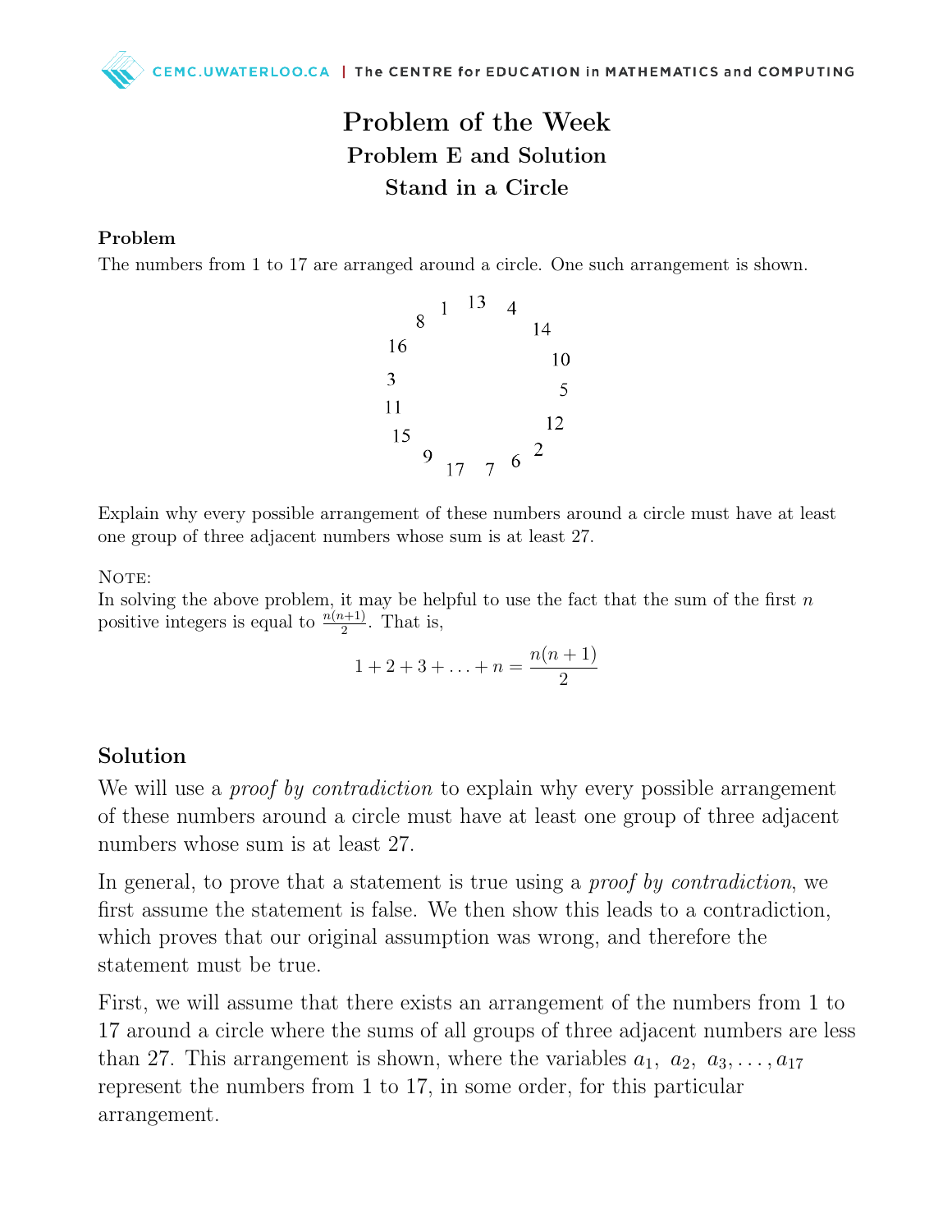# Problem of the Week

## Problem E and Solution

## Stand in a Circle

### Problem

The numbers from 1 to 17 are arranged around a circle. One such arrangement is shown.

1, 13, 4, 14, 10, 5, 12, 2, 6, 7, 17, 9, 15, 11, 3, 16, 8

Explain why every possible arrangement of these numbers around a circle must have at least one group of three adjacent numbers whose sum is at least 27.

NOTE:
In solving the above problem, it may be helpful to use the fact that the sum of the first $n$ positive integers is equal to $\frac{n(n+1)}{2}$. That is,

$$1 + 2 + 3 + \ldots + n = \frac{n(n+1)}{2}$$

### Solution

We will use a *proof by contradiction* to explain why every possible arrangement of these numbers around a circle must have at least one group of three adjacent numbers whose sum is at least 27.

In general, to prove that a statement is true using a *proof by contradiction*, we first assume the statement is false. We then show this leads to a contradiction, which proves that our original assumption was wrong, and therefore the statement must be true.

First, we will assume that there exists an arrangement of the numbers from 1 to 17 around a circle where the sums of all groups of three adjacent numbers are less than 27. This arrangement is shown, where the variables $a_1,\ a_2,\ a_3, \ldots, a_{17}$ represent the numbers from 1 to 17, in some order, for this particular arrangement.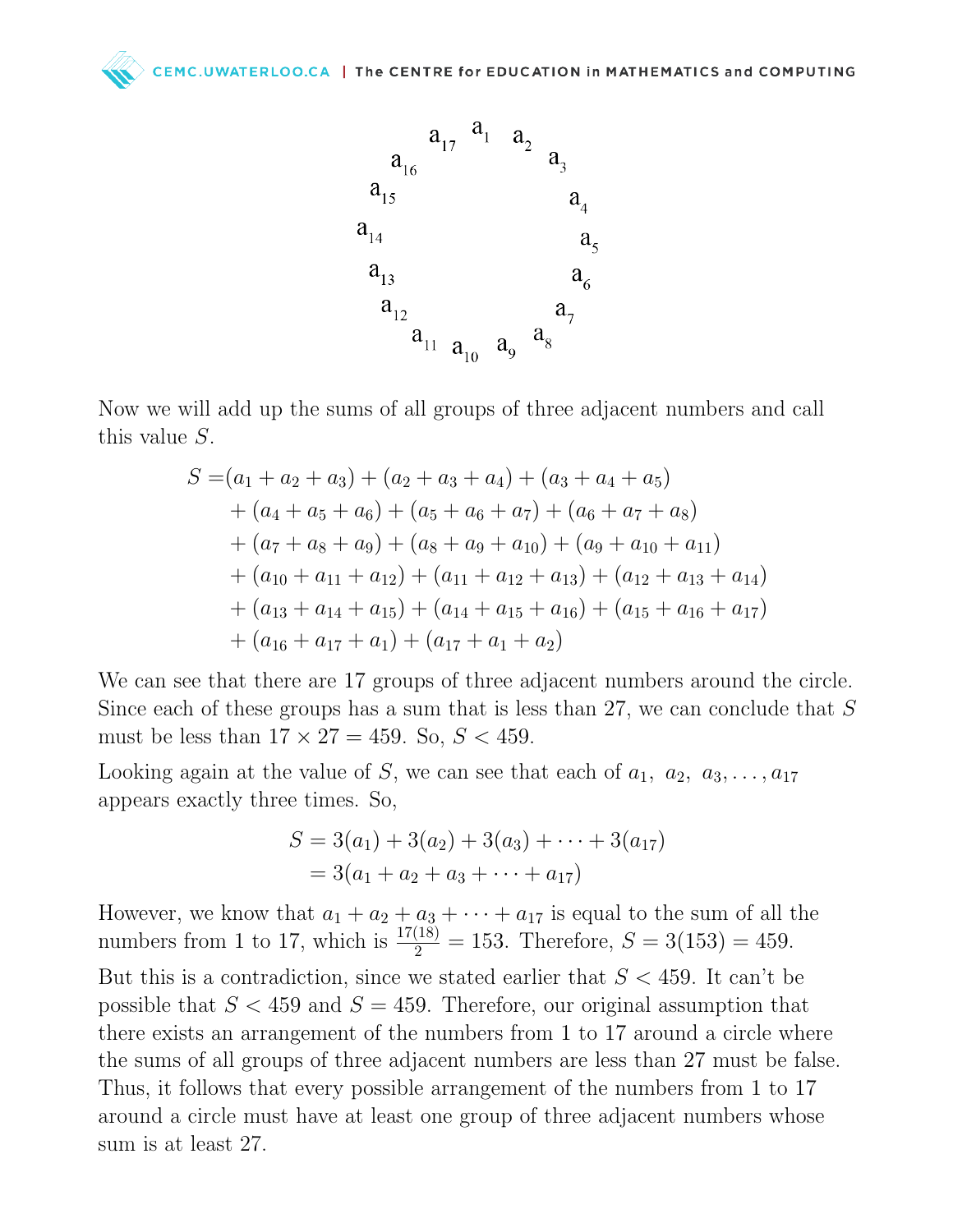$a_{17}$ $a_1$ $a_2$ $a_3$ $a_4$ $a_5$ $a_6$ $a_7$ $a_8$ $a_9$ $a_{10}$ $a_{11}$ $a_{12}$ $a_{13}$ $a_{14}$ $a_{15}$ $a_{16}$

Now we will add up the sums of all groups of three adjacent numbers and call this value $S$.

$$
\begin{aligned}
S =& (a_1 + a_2 + a_3) + (a_2 + a_3 + a_4) + (a_3 + a_4 + a_5) \\
&+ (a_4 + a_5 + a_6) + (a_5 + a_6 + a_7) + (a_6 + a_7 + a_8) \\
&+ (a_7 + a_8 + a_9) + (a_8 + a_9 + a_{10}) + (a_9 + a_{10} + a_{11}) \\
&+ (a_{10} + a_{11} + a_{12}) + (a_{11} + a_{12} + a_{13}) + (a_{12} + a_{13} + a_{14}) \\
&+ (a_{13} + a_{14} + a_{15}) + (a_{14} + a_{15} + a_{16}) + (a_{15} + a_{16} + a_{17}) \\
&+ (a_{16} + a_{17} + a_1) + (a_{17} + a_1 + a_2)
\end{aligned}
$$

We can see that there are 17 groups of three adjacent numbers around the circle. Since each of these groups has a sum that is less than 27, we can conclude that $S$ must be less than $17 \times 27 = 459$. So, $S < 459$.

Looking again at the value of $S$, we can see that each of $a_1,\ a_2,\ a_3, \ldots, a_{17}$ appears exactly three times. So,

$$
\begin{aligned}
S &= 3(a_1) + 3(a_2) + 3(a_3) + \cdots + 3(a_{17}) \\
&= 3(a_1 + a_2 + a_3 + \cdots + a_{17})
\end{aligned}
$$

However, we know that $a_1 + a_2 + a_3 + \cdots + a_{17}$ is equal to the sum of all the numbers from 1 to 17, which is $\frac{17(18)}{2} = 153$. Therefore, $S = 3(153) = 459$.

But this is a contradiction, since we stated earlier that $S < 459$. It can't be possible that $S < 459$ and $S = 459$. Therefore, our original assumption that there exists an arrangement of the numbers from 1 to 17 around a circle where the sums of all groups of three adjacent numbers are less than 27 must be false. Thus, it follows that every possible arrangement of the numbers from 1 to 17 around a circle must have at least one group of three adjacent numbers whose sum is at least 27.